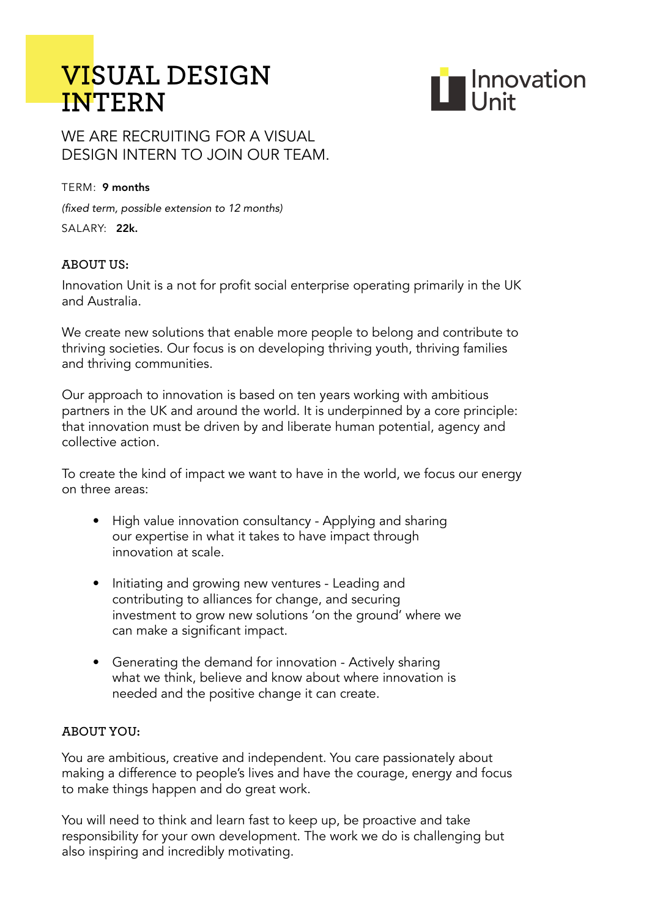# VISUAL DESIGN INTERN

Innovation Unit

## WE ARE RECRUITING FOR A VISUAL DESIGN INTERN TO JOIN OUR TEAM.

TERM: **9 months**

*(fixed term, possible extension to 12 months)*

SALARY: **22k.**

### ABOUT US:

Innovation Unit is a not for profit social enterprise operating primarily in the UK and Australia.

We create new solutions that enable more people to belong and contribute to thriving societies. Our focus is on developing thriving youth, thriving families and thriving communities.

Our approach to innovation is based on ten years working with ambitious partners in the UK and around the world. It is underpinned by a core principle: that innovation must be driven by and liberate human potential, agency and collective action.

To create the kind of impact we want to have in the world, we focus our energy on three areas:

- High value innovation consultancy - Applying and sharing our expertise in what it takes to have impact through innovation at scale.
- Initiating and growing new ventures - Leading and contributing to alliances for change, and securing investment to grow new solutions 'on the ground' where we can make a significant impact.
- Generating the demand for innovation - Actively sharing what we think, believe and know about where innovation is needed and the positive change it can create.

### ABOUT YOU:

You are ambitious, creative and independent. You care passionately about making a difference to people's lives and have the courage, energy and focus to make things happen and do great work.

You will need to think and learn fast to keep up, be proactive and take responsibility for your own development. The work we do is challenging but also inspiring and incredibly motivating.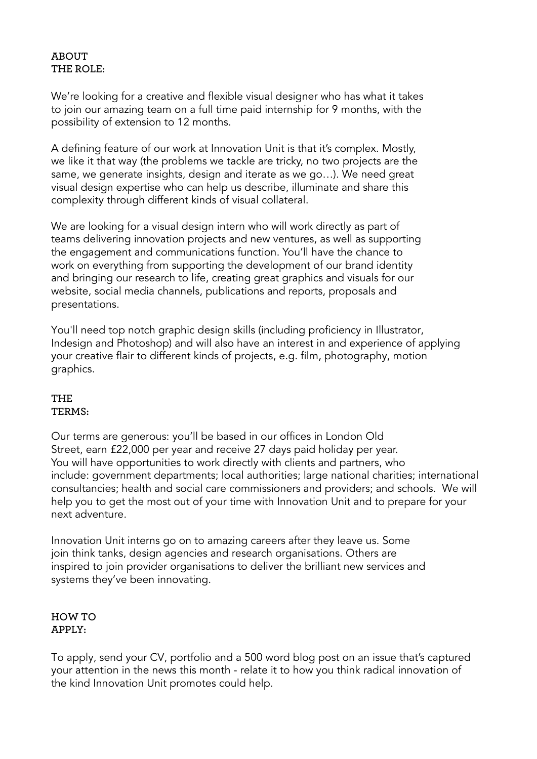## ABOUT THE ROLE:

We're looking for a creative and flexible visual designer who has what it takes to join our amazing team on a full time paid internship for 9 months, with the possibility of extension to 12 months.

A defining feature of our work at Innovation Unit is that it's complex. Mostly, we like it that way (the problems we tackle are tricky, no two projects are the same, we generate insights, design and iterate as we go…). We need great visual design expertise who can help us describe, illuminate and share this complexity through different kinds of visual collateral.

We are looking for a visual design intern who will work directly as part of teams delivering innovation projects and new ventures, as well as supporting the engagement and communications function. You'll have the chance to work on everything from supporting the development of our brand identity and bringing our research to life, creating great graphics and visuals for our website, social media channels, publications and reports, proposals and presentations.

You'll need top notch graphic design skills (including proficiency in Illustrator, Indesign and Photoshop) and will also have an interest in and experience of applying your creative flair to different kinds of projects, e.g. film, photography, motion graphics.

## THE TERMS:

Our terms are generous: you'll be based in our offices in London Old Street, earn £22,000 per year and receive 27 days paid holiday per year. You will have opportunities to work directly with clients and partners, who include: government departments; local authorities; large national charities; international consultancies; health and social care commissioners and providers; and schools. We will help you to get the most out of your time with Innovation Unit and to prepare for your next adventure.

Innovation Unit interns go on to amazing careers after they leave us. Some join think tanks, design agencies and research organisations. Others are inspired to join provider organisations to deliver the brilliant new services and systems they've been innovating.

## HOW TO APPLY:

To apply, send your CV, portfolio and a 500 word blog post on an issue that's captured your attention in the news this month - relate it to how you think radical innovation of the kind Innovation Unit promotes could help.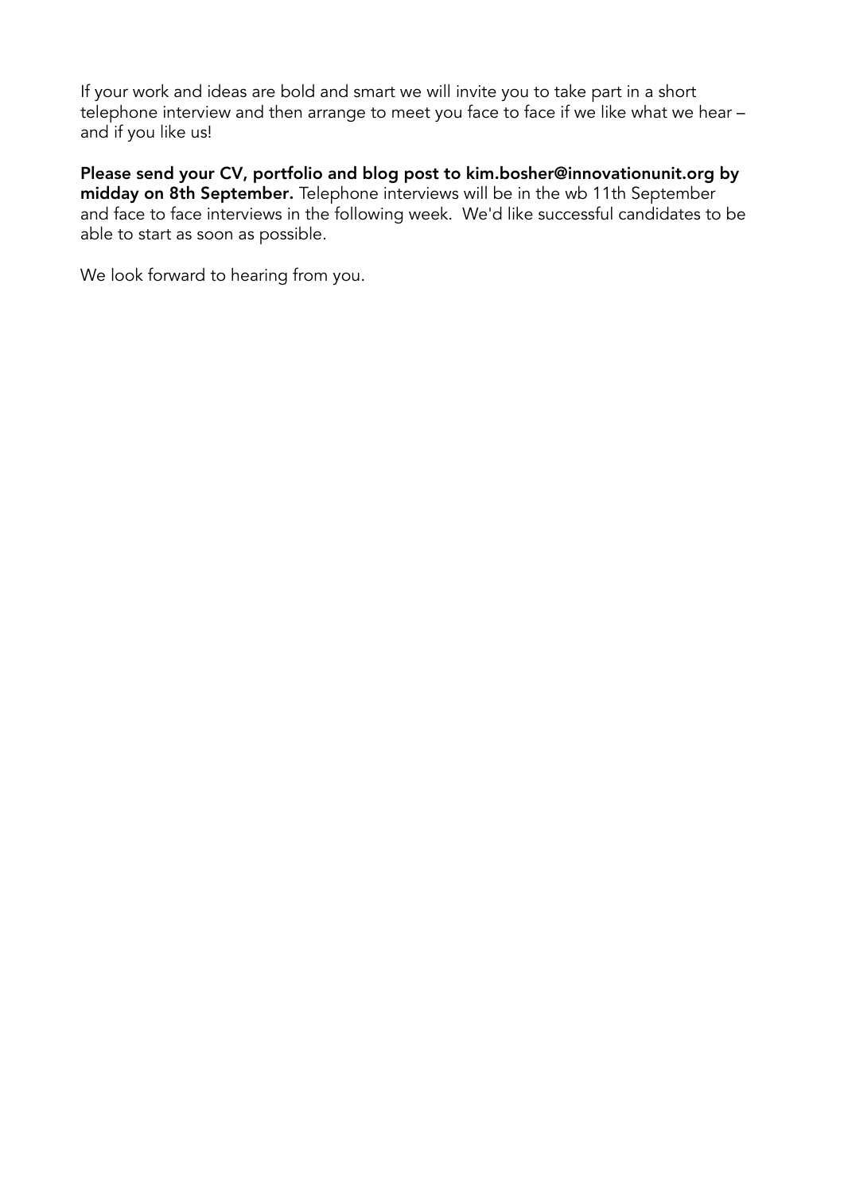If your work and ideas are bold and smart we will invite you to take part in a short telephone interview and then arrange to meet you face to face if we like what we hear – and if you like us!

**Please send your CV, portfolio and blog post to kim.bosher@innovationunit.org by midday on 8th September.** Telephone interviews will be in the wb 11th September and face to face interviews in the following week. We'd like successful candidates to be able to start as soon as possible.

We look forward to hearing from you.